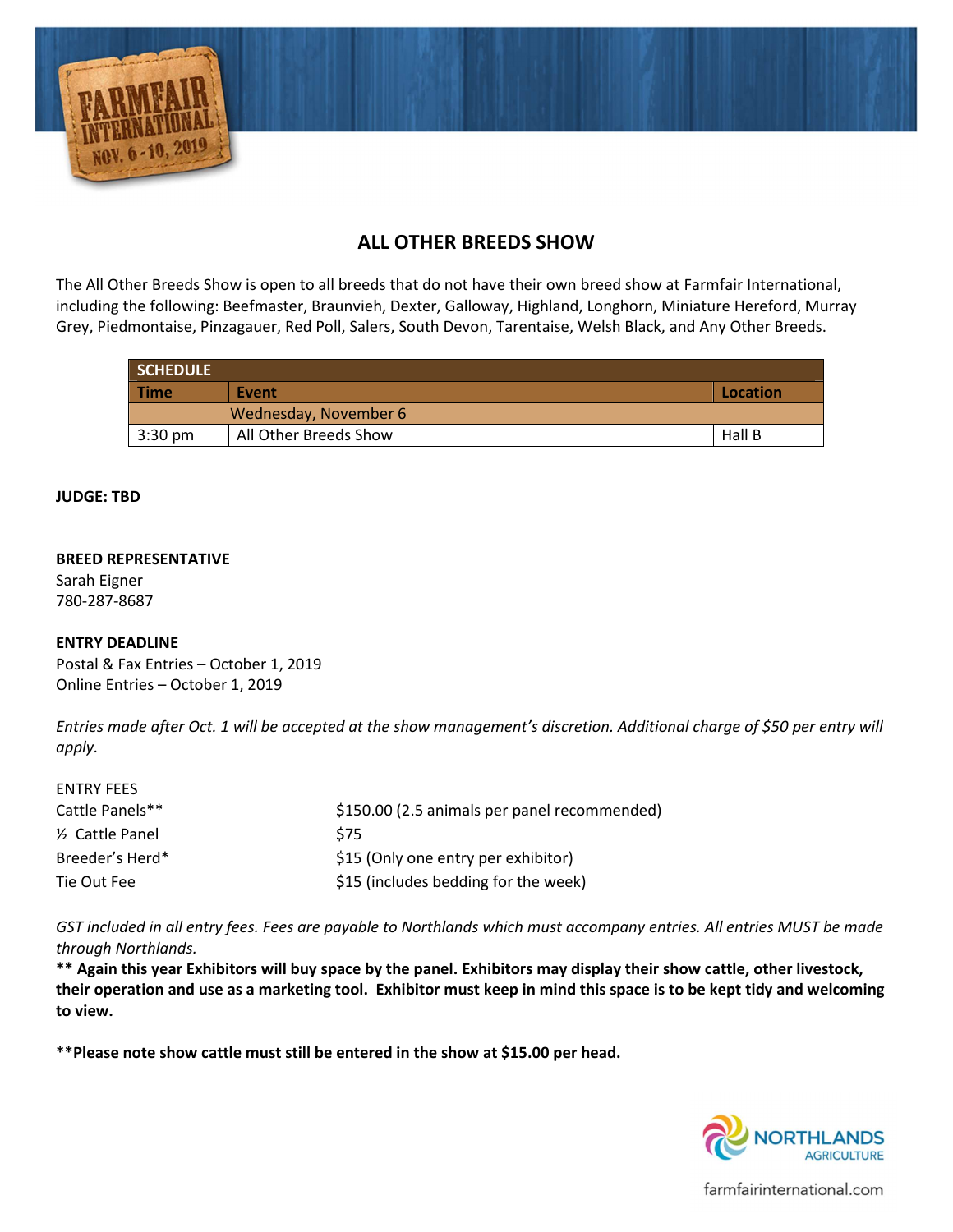# ALL OTHER BREEDS SHOW

The All Other Breeds Show is open to all breeds that do not have their own breed show at Farmfair International, including the following: Beefmaster, Braunvieh, Dexter, Galloway, Highland, Longhorn, Miniature Hereford, Murray Grey, Piedmontaise, Pinzagauer, Red Poll, Salers, South Devon, Tarentaise, Welsh Black, and Any Other Breeds.

| SCHEDULE | | |
|---|---|---|
| **Time** | **Event** | **Location** |
| | Wednesday, November 6 | |
| 3:30 pm | All Other Breeds Show | Hall B |

**JUDGE: TBD**

**BREED REPRESENTATIVE**
Sarah Eigner
780-287-8687

**ENTRY DEADLINE**
Postal & Fax Entries – October 1, 2019
Online Entries – October 1, 2019

*Entries made after Oct. 1 will be accepted at the show management's discretion. Additional charge of $50 per entry will apply.*

ENTRY FEES

| | |
|---|---|
| Cattle Panels** | $150.00 (2.5 animals per panel recommended) |
| ½ Cattle Panel | $75 |
| Breeder's Herd* | $15 (Only one entry per exhibitor) |
| Tie Out Fee | $15 (includes bedding for the week) |

*GST included in all entry fees. Fees are payable to Northlands which must accompany entries. All entries MUST be made through Northlands.*

**** Again this year Exhibitors will buy space by the panel. Exhibitors may display their show cattle, other livestock, their operation and use as a marketing tool. Exhibitor must keep in mind this space is to be kept tidy and welcoming to view.**

****Please note show cattle must still be entered in the show at $15.00 per head.**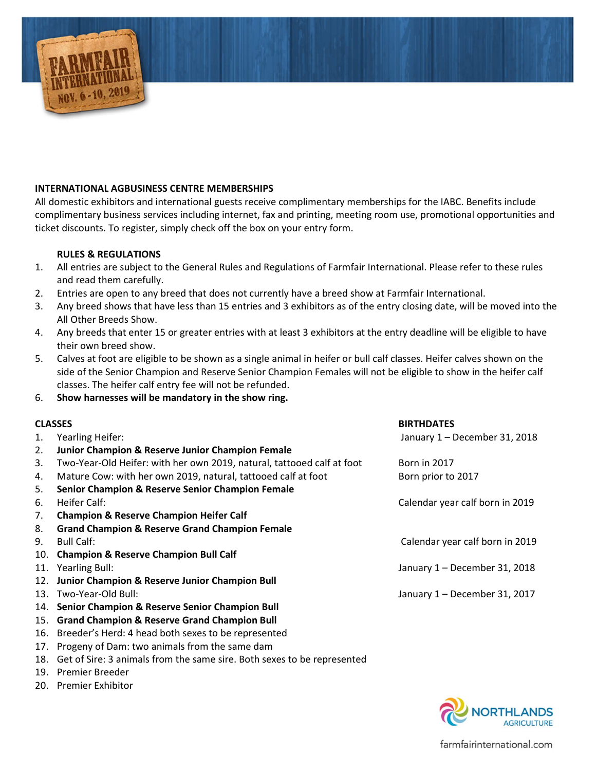## INTERNATIONAL AGBUSINESS CENTRE MEMBERSHIPS

All domestic exhibitors and international guests receive complimentary memberships for the IABC. Benefits include complimentary business services including internet, fax and printing, meeting room use, promotional opportunities and ticket discounts. To register, simply check off the box on your entry form.

## RULES & REGULATIONS

1. All entries are subject to the General Rules and Regulations of Farmfair International. Please refer to these rules and read them carefully.
2. Entries are open to any breed that does not currently have a breed show at Farmfair International.
3. Any breed shows that have less than 15 entries and 3 exhibitors as of the entry closing date, will be moved into the All Other Breeds Show.
4. Any breeds that enter 15 or greater entries with at least 3 exhibitors at the entry deadline will be eligible to have their own breed show.
5. Calves at foot are eligible to be shown as a single animal in heifer or bull calf classes. Heifer calves shown on the side of the Senior Champion and Reserve Senior Champion Females will not be eligible to show in the heifer calf classes. The heifer calf entry fee will not be refunded.
6. **Show harnesses will be mandatory in the show ring.**

| CLASSES | BIRTHDATES |
|---|---|
| 1. Yearling Heifer: | January 1 – December 31, 2018 |
| 2. **Junior Champion & Reserve Junior Champion Female** | |
| 3. Two-Year-Old Heifer: with her own 2019, natural, tattooed calf at foot | Born in 2017 |
| 4. Mature Cow: with her own 2019, natural, tattooed calf at foot | Born prior to 2017 |
| 5. **Senior Champion & Reserve Senior Champion Female** | |
| 6. Heifer Calf: | Calendar year calf born in 2019 |
| 7. **Champion & Reserve Champion Heifer Calf** | |
| 8. **Grand Champion & Reserve Grand Champion Female** | |
| 9. Bull Calf: | Calendar year calf born in 2019 |
| 10. **Champion & Reserve Champion Bull Calf** | |
| 11. Yearling Bull: | January 1 – December 31, 2018 |
| 12. **Junior Champion & Reserve Junior Champion Bull** | |
| 13. Two-Year-Old Bull: | January 1 – December 31, 2017 |
| 14. **Senior Champion & Reserve Senior Champion Bull** | |
| 15. **Grand Champion & Reserve Grand Champion Bull** | |
| 16. Breeder's Herd: 4 head both sexes to be represented | |
| 17. Progeny of Dam: two animals from the same dam | |
| 18. Get of Sire: 3 animals from the same sire. Both sexes to be represented | |
| 19. Premier Breeder | |
| 20. Premier Exhibitor | |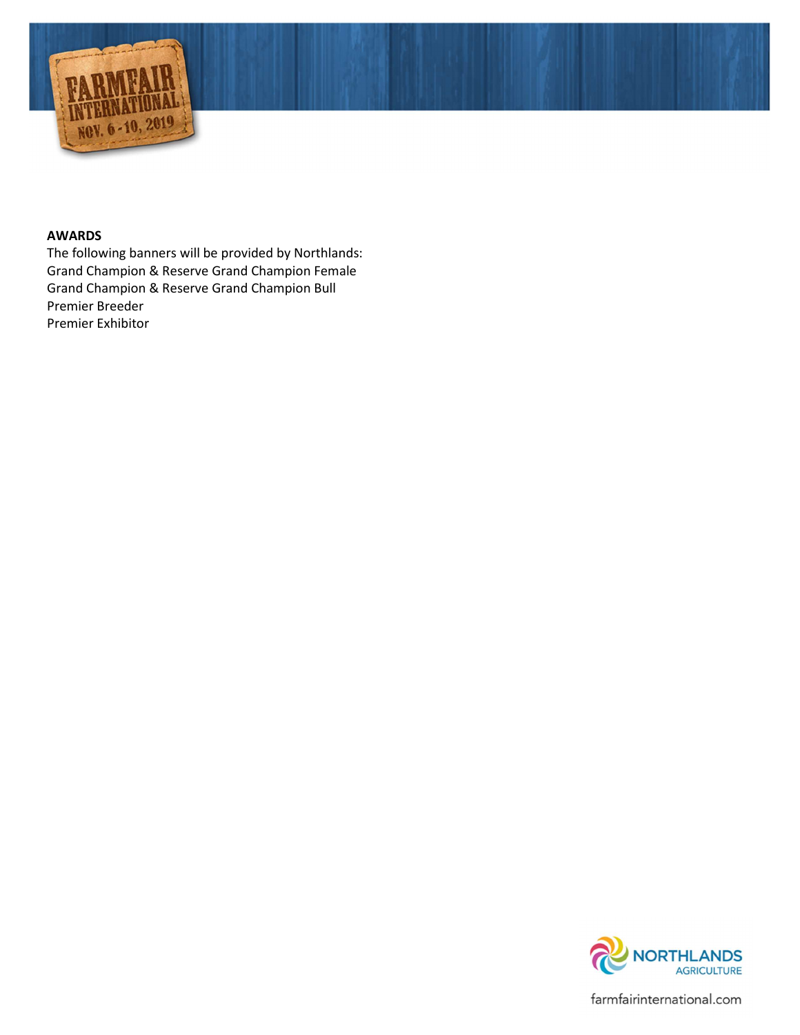**AWARDS**

The following banners will be provided by Northlands:

Grand Champion & Reserve Grand Champion Female

Grand Champion & Reserve Grand Champion Bull

Premier Breeder

Premier Exhibitor